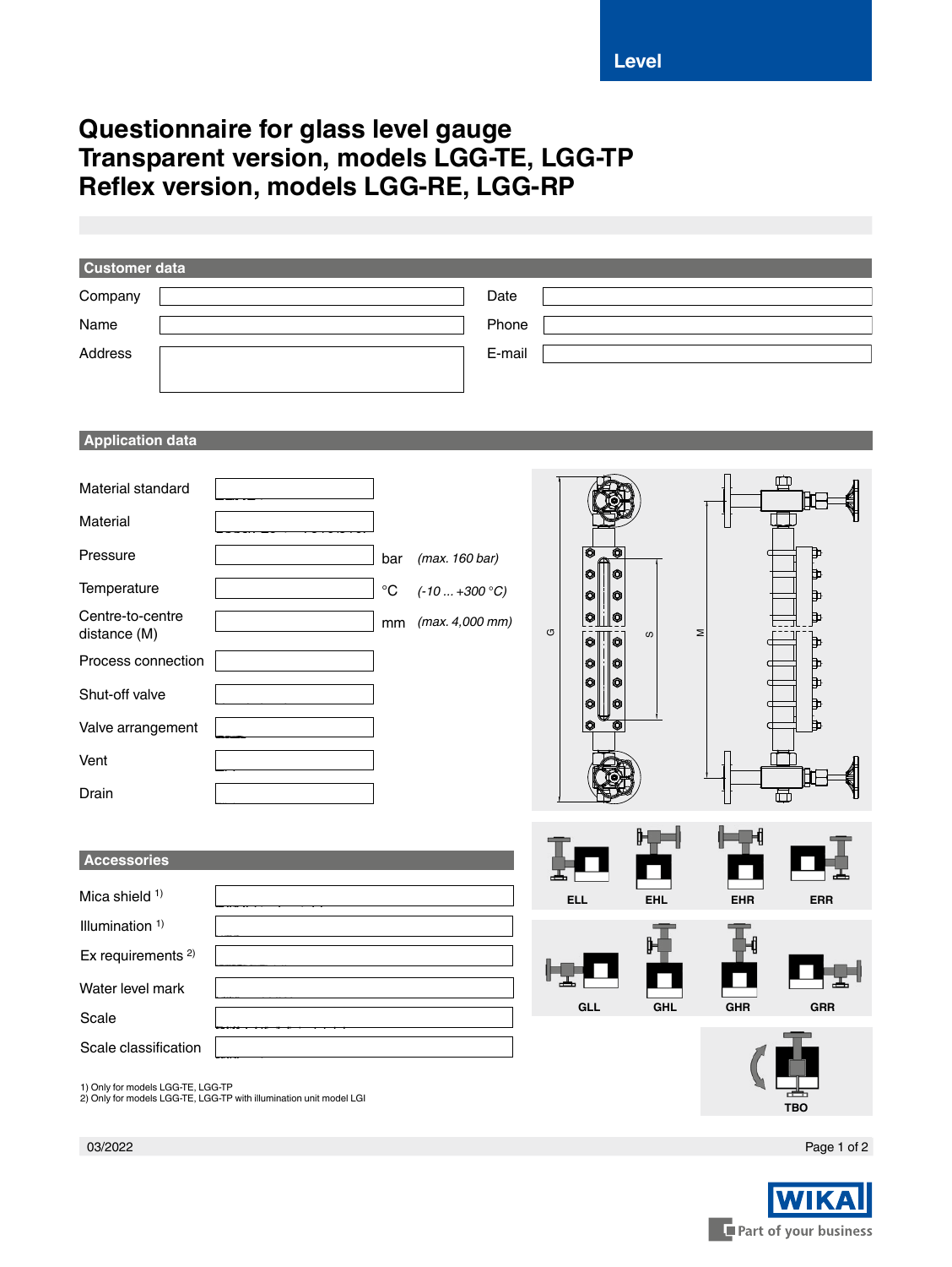Level

# Questionnaire for glass level gauge
# Transparent version, models LGG-TE, LGG-TP
# Reflex version, models LGG-RE, LGG-RP

## Customer data

| | | | |
|---|---|---|---|
| Company | | Date | |
| Name | | Phone | |
| Address | | E-mail | |

## Application data

| | | | |
|---|---|---|---|
| Material standard | | | |
| Material | | | |
| Pressure | | bar | *(max. 160 bar)* |
| Temperature | | °C | *(-10 ... +300 °C)* |
| Centre-to-centre distance (M) | | mm | *(max. 4,000 mm)* |
| Process connection | | | |
| Shut-off valve | | | |
| Valve arrangement | | | |
| Vent | | | |
| Drain | | | |

G S M

ELL EHL EHR ERR

GLL GHL GHR GRR

TBO

## Accessories

| | |
|---|---|
| Mica shield [1] | |
| Illumination [1] | |
| Ex requirements [2] | |
| Water level mark | |
| Scale | |
| Scale classification | |

1) Only for models LGG-TE, LGG-TP
2) Only for models LGG-TE, LGG-TP with illumination unit model LGI

03/2022

WIKA Part of your business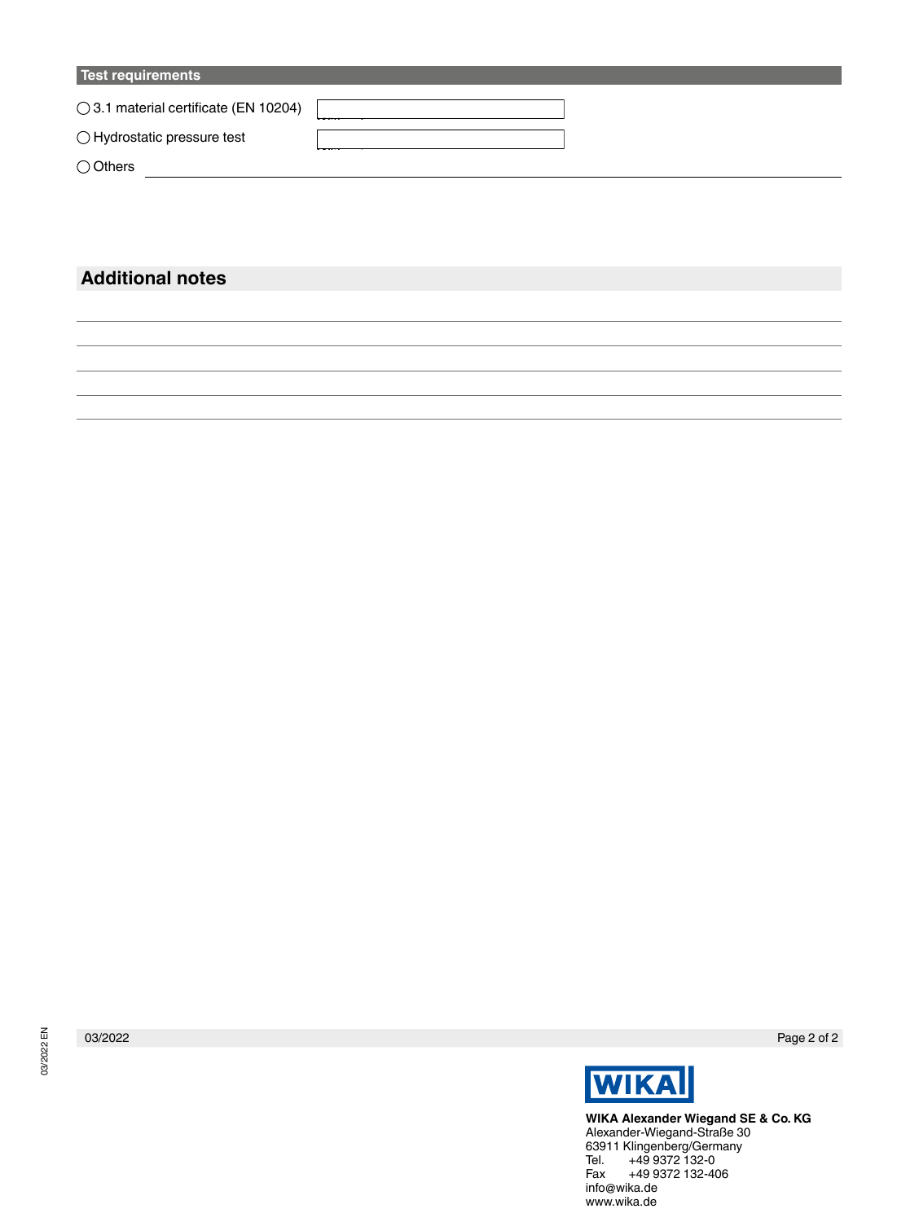## Test requirements

○ 3.1 material certificate (EN 10204)

○ Hydrostatic pressure test

○ Others

## Additional notes

WIKA

**WIKA Alexander Wiegand SE & Co. KG**
Alexander-Wiegand-Straße 30
63911 Klingenberg/Germany
Tel. +49 9372 132-0
Fax +49 9372 132-406
info@wika.de
www.wika.de